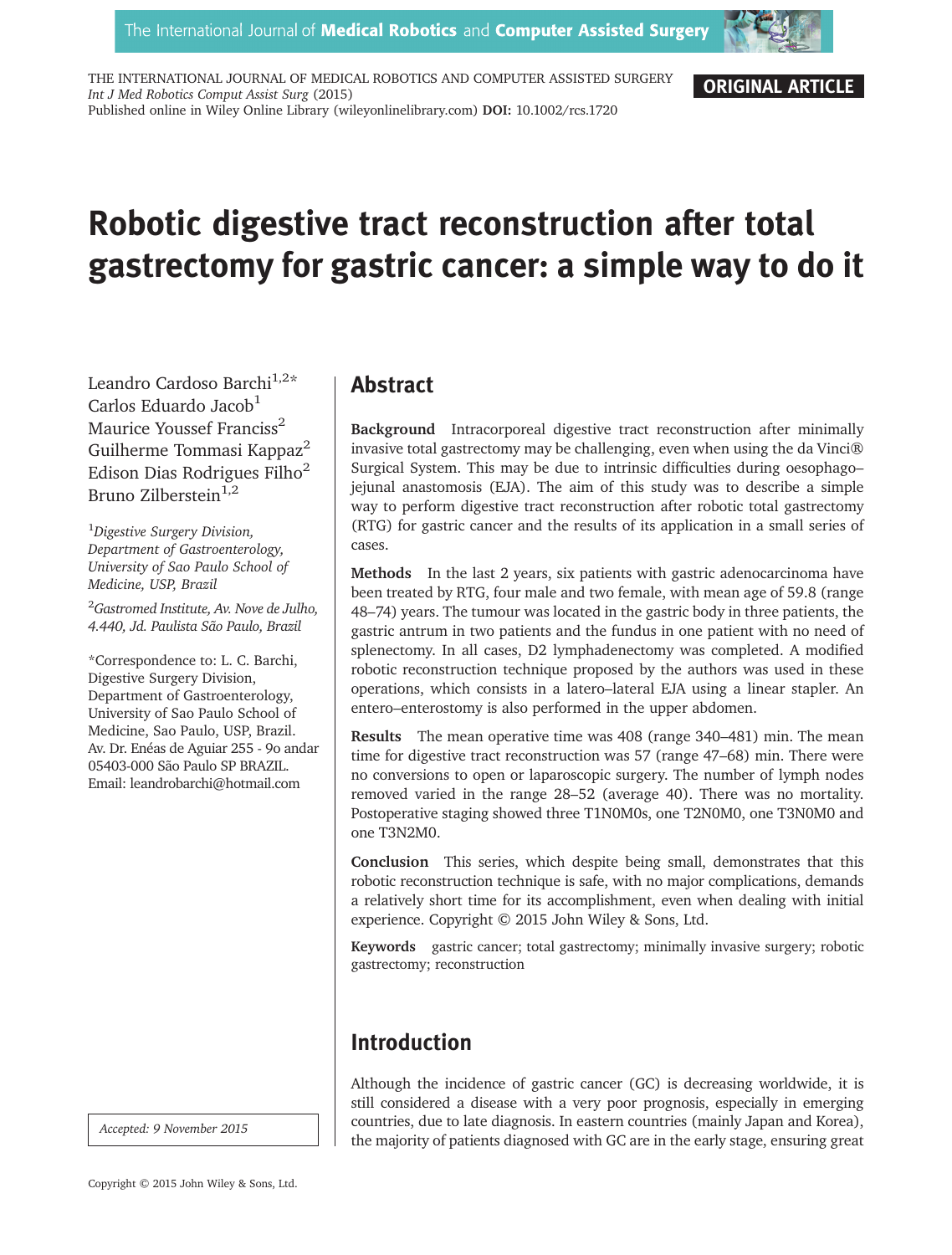ORIGINAL ARTICLE

# Robotic digestive tract reconstruction after total gastrectomy for gastric cancer: a simple way to do it

Leandro Cardoso Barchi[1,2]*
Carlos Eduardo Jacob[1]
Maurice Youssef Franciss[2]
Guilherme Tommasi Kappaz[2]
Edison Dias Rodrigues Filho[2]
Bruno Zilberstein[1,2]

[1]*Digestive Surgery Division, Department of Gastroenterology, University of Sao Paulo School of Medicine, USP, Brazil*

[2]*Gastromed Institute, Av. Nove de Julho, 4.440, Jd. Paulista São Paulo, Brazil*

*Correspondence to: L. C. Barchi, Digestive Surgery Division, Department of Gastroenterology, University of Sao Paulo School of Medicine, Sao Paulo, USP, Brazil. Av. Dr. Enéas de Aguiar 255 - 9o andar 05403-000 São Paulo SP BRAZIL. Email: leandrobarchi@hotmail.com

*Accepted: 9 November 2015*

## Abstract

**Background** Intracorporeal digestive tract reconstruction after minimally invasive total gastrectomy may be challenging, even when using the da Vinci® Surgical System. This may be due to intrinsic difficulties during oesophago–jejunal anastomosis (EJA). The aim of this study was to describe a simple way to perform digestive tract reconstruction after robotic total gastrectomy (RTG) for gastric cancer and the results of its application in a small series of cases.

**Methods** In the last 2 years, six patients with gastric adenocarcinoma have been treated by RTG, four male and two female, with mean age of 59.8 (range 48–74) years. The tumour was located in the gastric body in three patients, the gastric antrum in two patients and the fundus in one patient with no need of splenectomy. In all cases, D2 lymphadenectomy was completed. A modified robotic reconstruction technique proposed by the authors was used in these operations, which consists in a latero–lateral EJA using a linear stapler. An entero–enterostomy is also performed in the upper abdomen.

**Results** The mean operative time was 408 (range 340–481) min. The mean time for digestive tract reconstruction was 57 (range 47–68) min. There were no conversions to open or laparoscopic surgery. The number of lymph nodes removed varied in the range 28–52 (average 40). There was no mortality. Postoperative staging showed three T1N0M0s, one T2N0M0, one T3N0M0 and one T3N2M0.

**Conclusion** This series, which despite being small, demonstrates that this robotic reconstruction technique is safe, with no major complications, demands a relatively short time for its accomplishment, even when dealing with initial experience. Copyright © 2015 John Wiley & Sons, Ltd.

**Keywords** gastric cancer; total gastrectomy; minimally invasive surgery; robotic gastrectomy; reconstruction

## Introduction

Although the incidence of gastric cancer (GC) is decreasing worldwide, it is still considered a disease with a very poor prognosis, especially in emerging countries, due to late diagnosis. In eastern countries (mainly Japan and Korea), the majority of patients diagnosed with GC are in the early stage, ensuring great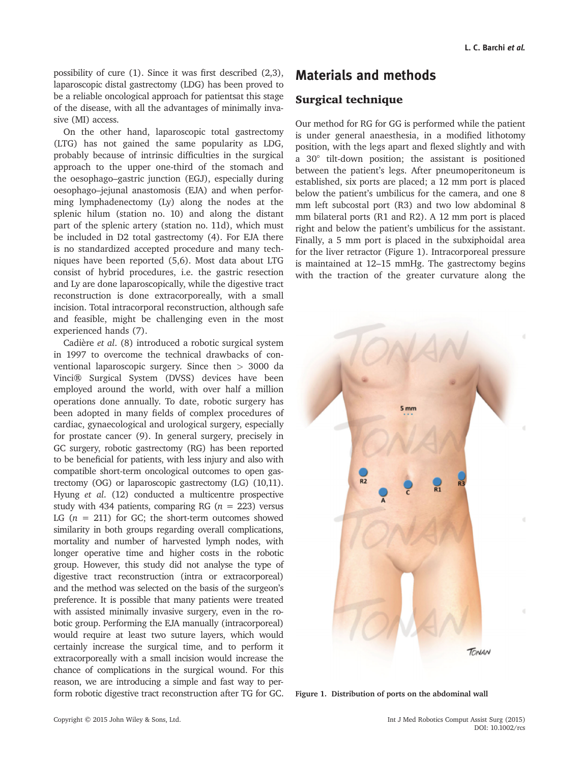possibility of cure (1). Since it was first described (2,3), laparoscopic distal gastrectomy (LDG) has been proved to be a reliable oncological approach for patientsat this stage of the disease, with all the advantages of minimally invasive (MI) access.

On the other hand, laparoscopic total gastrectomy (LTG) has not gained the same popularity as LDG, probably because of intrinsic difficulties in the surgical approach to the upper one-third of the stomach and the oesophago–gastric junction (EGJ), especially during oesophago–jejunal anastomosis (EJA) and when performing lymphadenectomy (Ly) along the nodes at the splenic hilum (station no. 10) and along the distant part of the splenic artery (station no. 11d), which must be included in D2 total gastrectomy (4). For EJA there is no standardized accepted procedure and many techniques have been reported (5,6). Most data about LTG consist of hybrid procedures, i.e. the gastric resection and Ly are done laparoscopically, while the digestive tract reconstruction is done extracorporeally, with a small incision. Total intracorporal reconstruction, although safe and feasible, might be challenging even in the most experienced hands (7).

Cadière *et al*. (8) introduced a robotic surgical system in 1997 to overcome the technical drawbacks of conventional laparoscopic surgery. Since then > 3000 da Vinci® Surgical System (DVSS) devices have been employed around the world, with over half a million operations done annually. To date, robotic surgery has been adopted in many fields of complex procedures of cardiac, gynaecological and urological surgery, especially for prostate cancer (9). In general surgery, precisely in GC surgery, robotic gastrectomy (RG) has been reported to be beneficial for patients, with less injury and also with compatible short-term oncological outcomes to open gastrectomy (OG) or laparoscopic gastrectomy (LG) (10,11). Hyung *et al*. (12) conducted a multicentre prospective study with 434 patients, comparing RG ($n$ = 223) versus LG ($n$ = 211) for GC; the short-term outcomes showed similarity in both groups regarding overall complications, mortality and number of harvested lymph nodes, with longer operative time and higher costs in the robotic group. However, this study did not analyse the type of digestive tract reconstruction (intra or extracorporeal) and the method was selected on the basis of the surgeon's preference. It is possible that many patients were treated with assisted minimally invasive surgery, even in the robotic group. Performing the EJA manually (intracorporeal) would require at least two suture layers, which would certainly increase the surgical time, and to perform it extracorporeally with a small incision would increase the chance of complications in the surgical wound. For this reason, we are introducing a simple and fast way to perform robotic digestive tract reconstruction after TG for GC.

# Materials and methods

## Surgical technique

Our method for RG for GG is performed while the patient is under general anaesthesia, in a modified lithotomy position, with the legs apart and flexed slightly and with a 30° tilt-down position; the assistant is positioned between the patient's legs. After pneumoperitoneum is established, six ports are placed; a 12 mm port is placed below the patient's umbilicus for the camera, and one 8 mm left subcostal port (R3) and two low abdominal 8 mm bilateral ports (R1 and R2). A 12 mm port is placed right and below the patient's umbilicus for the assistant. Finally, a 5 mm port is placed in the subxiphoidal area for the liver retractor (Figure 1). Intracorporeal pressure is maintained at 12–15 mmHg. The gastrectomy begins with the traction of the greater curvature along the

**Figure 1. Distribution of ports on the abdominal wall**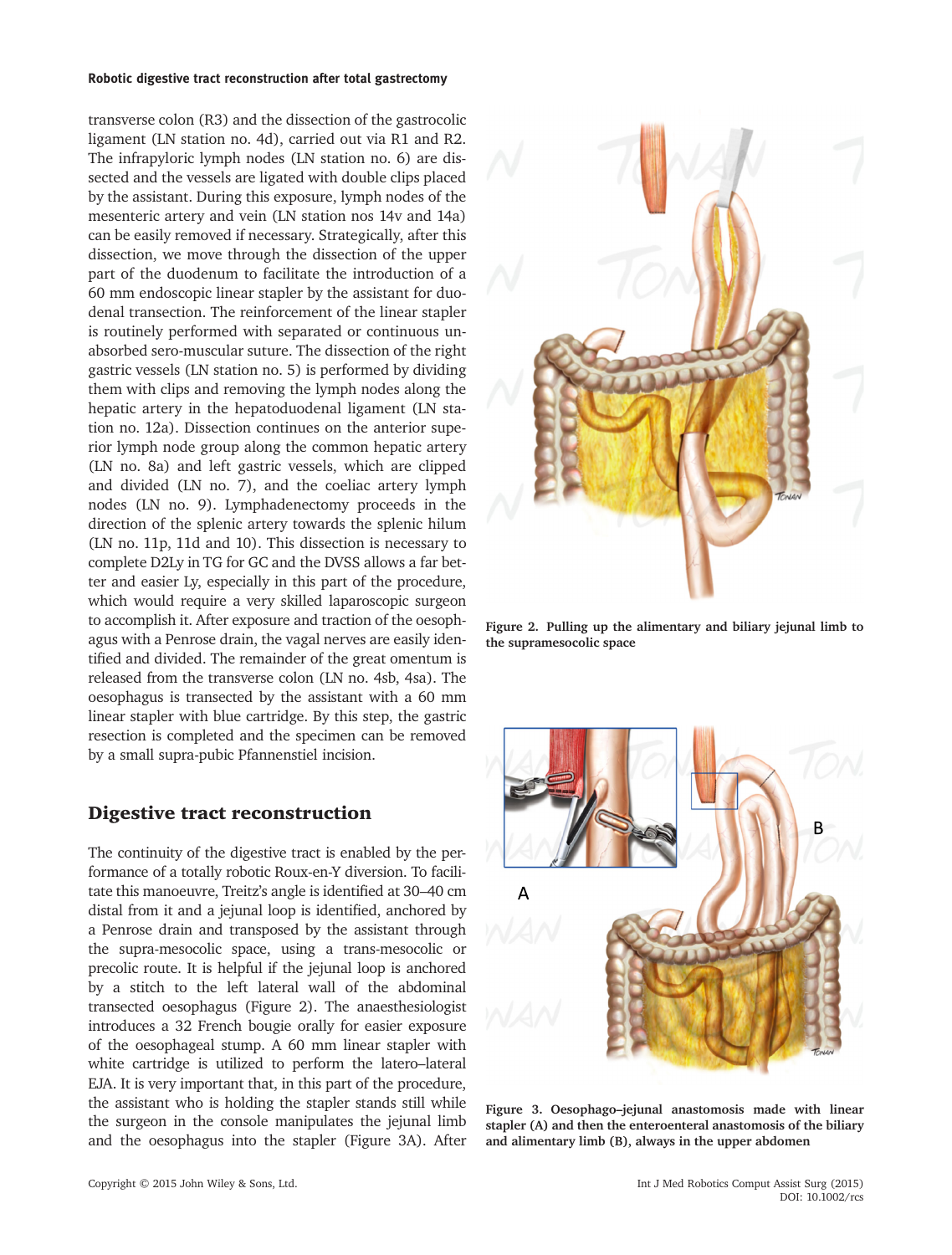transverse colon (R3) and the dissection of the gastrocolic ligament (LN station no. 4d), carried out via R1 and R2. The infrapyloric lymph nodes (LN station no. 6) are dissected and the vessels are ligated with double clips placed by the assistant. During this exposure, lymph nodes of the mesenteric artery and vein (LN station nos 14v and 14a) can be easily removed if necessary. Strategically, after this dissection, we move through the dissection of the upper part of the duodenum to facilitate the introduction of a 60 mm endoscopic linear stapler by the assistant for duodenal transection. The reinforcement of the linear stapler is routinely performed with separated or continuous unabsorbed sero-muscular suture. The dissection of the right gastric vessels (LN station no. 5) is performed by dividing them with clips and removing the lymph nodes along the hepatic artery in the hepatoduodenal ligament (LN station no. 12a). Dissection continues on the anterior superior lymph node group along the common hepatic artery (LN no. 8a) and left gastric vessels, which are clipped and divided (LN no. 7), and the coeliac artery lymph nodes (LN no. 9). Lymphadenectomy proceeds in the direction of the splenic artery towards the splenic hilum (LN no. 11p, 11d and 10). This dissection is necessary to complete D2Ly in TG for GC and the DVSS allows a far better and easier Ly, especially in this part of the procedure, which would require a very skilled laparoscopic surgeon to accomplish it. After exposure and traction of the oesophagus with a Penrose drain, the vagal nerves are easily identified and divided. The remainder of the great omentum is released from the transverse colon (LN no. 4sb, 4sa). The oesophagus is transected by the assistant with a 60 mm linear stapler with blue cartridge. By this step, the gastric resection is completed and the specimen can be removed by a small supra-pubic Pfannenstiel incision.

## Digestive tract reconstruction

The continuity of the digestive tract is enabled by the performance of a totally robotic Roux-en-Y diversion. To facilitate this manoeuvre, Treitz's angle is identified at 30–40 cm distal from it and a jejunal loop is identified, anchored by a Penrose drain and transposed by the assistant through the supra-mesocolic space, using a trans-mesocolic or precolic route. It is helpful if the jejunal loop is anchored by a stitch to the left lateral wall of the abdominal transected oesophagus (Figure 2). The anaesthesiologist introduces a 32 French bougie orally for easier exposure of the oesophageal stump. A 60 mm linear stapler with white cartridge is utilized to perform the latero–lateral EJA. It is very important that, in this part of the procedure, the assistant who is holding the stapler stands still while the surgeon in the console manipulates the jejunal limb and the oesophagus into the stapler (Figure 3A). After

**Figure 2. Pulling up the alimentary and biliary jejunal limb to the supramesocolic space**

**Figure 3. Oesophago–jejunal anastomosis made with linear stapler (A) and then the enteroenteral anastomosis of the biliary and alimentary limb (B), always in the upper abdomen**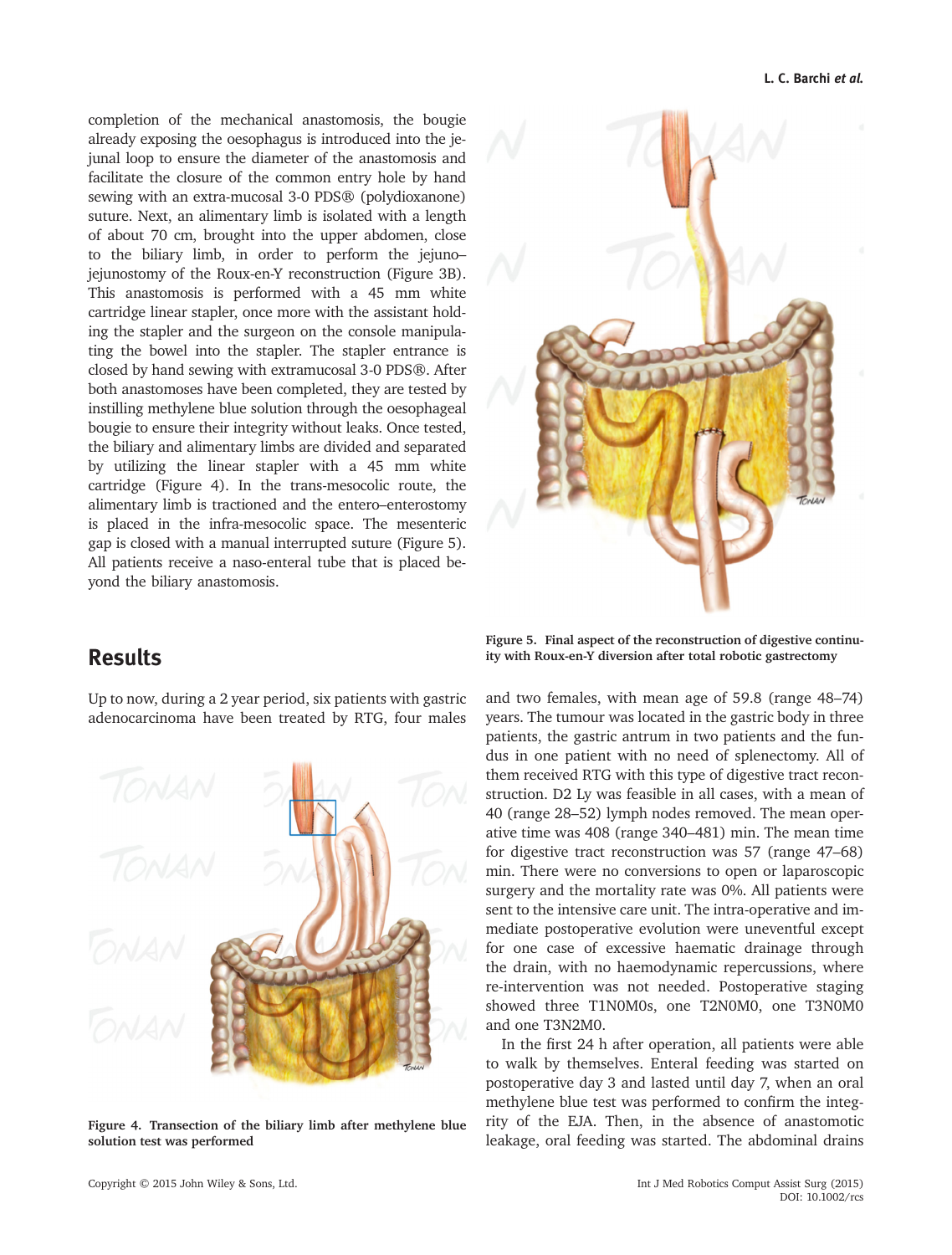completion of the mechanical anastomosis, the bougie already exposing the oesophagus is introduced into the jejunal loop to ensure the diameter of the anastomosis and facilitate the closure of the common entry hole by hand sewing with an extra-mucosal 3-0 PDS® (polydioxanone) suture. Next, an alimentary limb is isolated with a length of about 70 cm, brought into the upper abdomen, close to the biliary limb, in order to perform the jejuno–jejunostomy of the Roux-en-Y reconstruction (Figure 3B). This anastomosis is performed with a 45 mm white cartridge linear stapler, once more with the assistant holding the stapler and the surgeon on the console manipulating the bowel into the stapler. The stapler entrance is closed by hand sewing with extramucosal 3-0 PDS®. After both anastomoses have been completed, they are tested by instilling methylene blue solution through the oesophageal bougie to ensure their integrity without leaks. Once tested, the biliary and alimentary limbs are divided and separated by utilizing the linear stapler with a 45 mm white cartridge (Figure 4). In the trans-mesocolic route, the alimentary limb is tractioned and the entero–enterostomy is placed in the infra-mesocolic space. The mesenteric gap is closed with a manual interrupted suture (Figure 5). All patients receive a naso-enteral tube that is placed beyond the biliary anastomosis.

**Figure 5. Final aspect of the reconstruction of digestive continuity with Roux-en-Y diversion after total robotic gastrectomy**

## Results

Up to now, during a 2 year period, six patients with gastric adenocarcinoma have been treated by RTG, four males and two females, with mean age of 59.8 (range 48–74) years. The tumour was located in the gastric body in three patients, the gastric antrum in two patients and the fundus in one patient with no need of splenectomy. All of them received RTG with this type of digestive tract reconstruction. D2 Ly was feasible in all cases, with a mean of 40 (range 28–52) lymph nodes removed. The mean operative time was 408 (range 340–481) min. The mean time for digestive tract reconstruction was 57 (range 47–68) min. There were no conversions to open or laparoscopic surgery and the mortality rate was 0%. All patients were sent to the intensive care unit. The intra-operative and immediate postoperative evolution were uneventful except for one case of excessive haematic drainage through the drain, with no haemodynamic repercussions, where re-intervention was not needed. Postoperative staging showed three T1N0M0s, one T2N0M0, one T3N0M0 and one T3N2M0.

In the first 24 h after operation, all patients were able to walk by themselves. Enteral feeding was started on postoperative day 3 and lasted until day 7, when an oral methylene blue test was performed to confirm the integrity of the EJA. Then, in the absence of anastomotic leakage, oral feeding was started. The abdominal drains

**Figure 4. Transection of the biliary limb after methylene blue solution test was performed**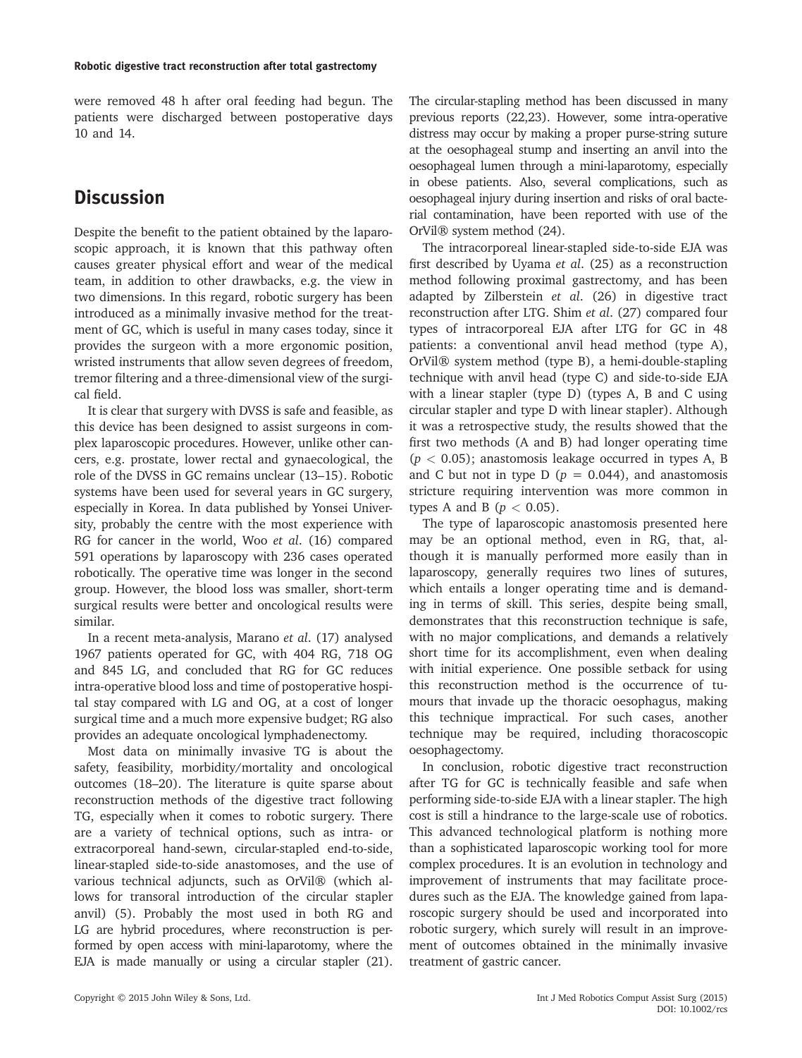were removed 48 h after oral feeding had begun. The patients were discharged between postoperative days 10 and 14.

## Discussion

Despite the benefit to the patient obtained by the laparoscopic approach, it is known that this pathway often causes greater physical effort and wear of the medical team, in addition to other drawbacks, e.g. the view in two dimensions. In this regard, robotic surgery has been introduced as a minimally invasive method for the treatment of GC, which is useful in many cases today, since it provides the surgeon with a more ergonomic position, wristed instruments that allow seven degrees of freedom, tremor filtering and a three-dimensional view of the surgical field.

It is clear that surgery with DVSS is safe and feasible, as this device has been designed to assist surgeons in complex laparoscopic procedures. However, unlike other cancers, e.g. prostate, lower rectal and gynaecological, the role of the DVSS in GC remains unclear (13–15). Robotic systems have been used for several years in GC surgery, especially in Korea. In data published by Yonsei University, probably the centre with the most experience with RG for cancer in the world, Woo *et al*. (16) compared 591 operations by laparoscopy with 236 cases operated robotically. The operative time was longer in the second group. However, the blood loss was smaller, short-term surgical results were better and oncological results were similar.

In a recent meta-analysis, Marano *et al*. (17) analysed 1967 patients operated for GC, with 404 RG, 718 OG and 845 LG, and concluded that RG for GC reduces intra-operative blood loss and time of postoperative hospital stay compared with LG and OG, at a cost of longer surgical time and a much more expensive budget; RG also provides an adequate oncological lymphadenectomy.

Most data on minimally invasive TG is about the safety, feasibility, morbidity/mortality and oncological outcomes (18–20). The literature is quite sparse about reconstruction methods of the digestive tract following TG, especially when it comes to robotic surgery. There are a variety of technical options, such as intra- or extracorporeal hand-sewn, circular-stapled end-to-side, linear-stapled side-to-side anastomoses, and the use of various technical adjuncts, such as OrVil® (which allows for transoral introduction of the circular stapler anvil) (5). Probably the most used in both RG and LG are hybrid procedures, where reconstruction is performed by open access with mini-laparotomy, where the EJA is made manually or using a circular stapler (21). The circular-stapling method has been discussed in many previous reports (22,23). However, some intra-operative distress may occur by making a proper purse-string suture at the oesophageal stump and inserting an anvil into the oesophageal lumen through a mini-laparotomy, especially in obese patients. Also, several complications, such as oesophageal injury during insertion and risks of oral bacterial contamination, have been reported with use of the OrVil® system method (24).

The intracorporeal linear-stapled side-to-side EJA was first described by Uyama *et al*. (25) as a reconstruction method following proximal gastrectomy, and has been adapted by Zilberstein *et al*. (26) in digestive tract reconstruction after LTG. Shim *et al*. (27) compared four types of intracorporeal EJA after LTG for GC in 48 patients: a conventional anvil head method (type A), OrVil® system method (type B), a hemi-double-stapling technique with anvil head (type C) and side-to-side EJA with a linear stapler (type D) (types A, B and C using circular stapler and type D with linear stapler). Although it was a retrospective study, the results showed that the first two methods (A and B) had longer operating time ($p < 0.05$); anastomosis leakage occurred in types A, B and C but not in type D ($p = 0.044$), and anastomosis stricture requiring intervention was more common in types A and B ($p < 0.05$).

The type of laparoscopic anastomosis presented here may be an optional method, even in RG, that, although it is manually performed more easily than in laparoscopy, generally requires two lines of sutures, which entails a longer operating time and is demanding in terms of skill. This series, despite being small, demonstrates that this reconstruction technique is safe, with no major complications, and demands a relatively short time for its accomplishment, even when dealing with initial experience. One possible setback for using this reconstruction method is the occurrence of tumours that invade up the thoracic oesophagus, making this technique impractical. For such cases, another technique may be required, including thoracoscopic oesophagectomy.

In conclusion, robotic digestive tract reconstruction after TG for GC is technically feasible and safe when performing side-to-side EJA with a linear stapler. The high cost is still a hindrance to the large-scale use of robotics. This advanced technological platform is nothing more than a sophisticated laparoscopic working tool for more complex procedures. It is an evolution in technology and improvement of instruments that may facilitate procedures such as the EJA. The knowledge gained from laparoscopic surgery should be used and incorporated into robotic surgery, which surely will result in an improvement of outcomes obtained in the minimally invasive treatment of gastric cancer.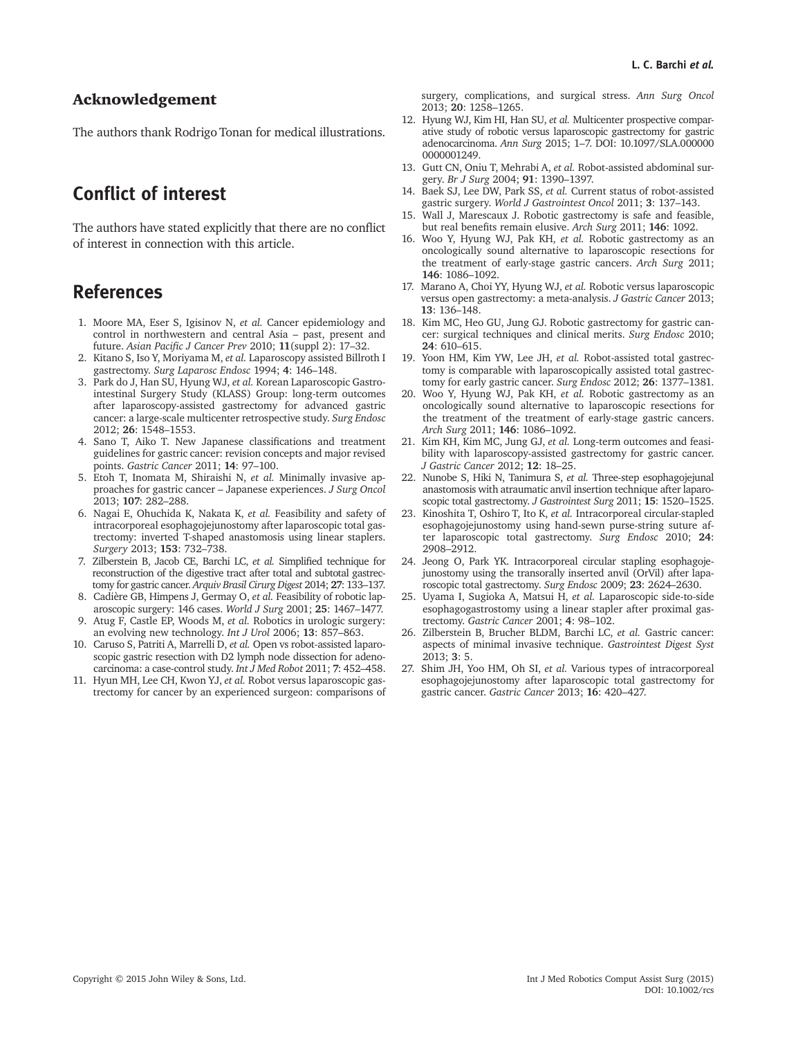## Acknowledgement

The authors thank Rodrigo Tonan for medical illustrations.

## Conflict of interest

The authors have stated explicitly that there are no conflict of interest in connection with this article.

## References

1. Moore MA, Eser S, Igisinov N, *et al.* Cancer epidemiology and control in northwestern and central Asia – past, present and future. *Asian Pacific J Cancer Prev* 2010; **11**(suppl 2): 17–32.
2. Kitano S, Iso Y, Moriyama M, *et al.* Laparoscopy assisted Billroth I gastrectomy. *Surg Laparosc Endosc* 1994; **4**: 146–148.
3. Park do J, Han SU, Hyung WJ, *et al.* Korean Laparoscopic Gastrointestinal Surgery Study (KLASS) Group: long-term outcomes after laparoscopy-assisted gastrectomy for advanced gastric cancer: a large-scale multicenter retrospective study. *Surg Endosc* 2012; **26**: 1548–1553.
4. Sano T, Aiko T. New Japanese classifications and treatment guidelines for gastric cancer: revision concepts and major revised points. *Gastric Cancer* 2011; **14**: 97–100.
5. Etoh T, Inomata M, Shiraishi N, *et al.* Minimally invasive approaches for gastric cancer – Japanese experiences. *J Surg Oncol* 2013; **107**: 282–288.
6. Nagai E, Ohuchida K, Nakata K, *et al.* Feasibility and safety of intracorporeal esophagojejunostomy after laparoscopic total gastrectomy: inverted T-shaped anastomosis using linear staplers. *Surgery* 2013; **153**: 732–738.
7. Zilberstein B, Jacob CE, Barchi LC, *et al.* Simplified technique for reconstruction of the digestive tract after total and subtotal gastrectomy for gastric cancer. *Arquiv Brasil Cirurg Digest* 2014; **27**: 133–137.
8. Cadière GB, Himpens J, Germay O, *et al.* Feasibility of robotic laparoscopic surgery: 146 cases. *World J Surg* 2001; **25**: 1467–1477.
9. Atug F, Castle EP, Woods M, *et al.* Robotics in urologic surgery: an evolving new technology. *Int J Urol* 2006; **13**: 857–863.
10. Caruso S, Patriti A, Marrelli D, *et al.* Open vs robot-assisted laparoscopic gastric resection with D2 lymph node dissection for adenocarcinoma: a case-control study. *Int J Med Robot* 2011; **7**: 452–458.
11. Hyun MH, Lee CH, Kwon YJ, *et al.* Robot versus laparoscopic gastrectomy for cancer by an experienced surgeon: comparisons of surgery, complications, and surgical stress. *Ann Surg Oncol* 2013; **20**: 1258–1265.
12. Hyung WJ, Kim HI, Han SU, *et al.* Multicenter prospective comparative study of robotic versus laparoscopic gastrectomy for gastric adenocarcinoma. *Ann Surg* 2015; 1–7. DOI: 10.1097/SLA.0000000000001249.
13. Gutt CN, Oniu T, Mehrabi A, *et al.* Robot-assisted abdominal surgery. *Br J Surg* 2004; **91**: 1390–1397.
14. Baek SJ, Lee DW, Park SS, *et al.* Current status of robot-assisted gastric surgery. *World J Gastrointest Oncol* 2011; **3**: 137–143.
15. Wall J, Marescaux J. Robotic gastrectomy is safe and feasible, but real benefits remain elusive. *Arch Surg* 2011; **146**: 1092.
16. Woo Y, Hyung WJ, Pak KH, *et al.* Robotic gastrectomy as an oncologically sound alternative to laparoscopic resections for the treatment of early-stage gastric cancers. *Arch Surg* 2011; **146**: 1086–1092.
17. Marano A, Choi YY, Hyung WJ, *et al.* Robotic versus laparoscopic versus open gastrectomy: a meta-analysis. *J Gastric Cancer* 2013; **13**: 136–148.
18. Kim MC, Heo GU, Jung GJ. Robotic gastrectomy for gastric cancer: surgical techniques and clinical merits. *Surg Endosc* 2010; **24**: 610–615.
19. Yoon HM, Kim YW, Lee JH, *et al.* Robot-assisted total gastrectomy is comparable with laparoscopically assisted total gastrectomy for early gastric cancer. *Surg Endosc* 2012; **26**: 1377–1381.
20. Woo Y, Hyung WJ, Pak KH, *et al.* Robotic gastrectomy as an oncologically sound alternative to laparoscopic resections for the treatment of the treatment of early-stage gastric cancers. *Arch Surg* 2011; **146**: 1086–1092.
21. Kim KH, Kim MC, Jung GJ, *et al.* Long-term outcomes and feasibility with laparoscopy-assisted gastrectomy for gastric cancer. *J Gastric Cancer* 2012; **12**: 18–25.
22. Nunobe S, Hiki N, Tanimura S, *et al.* Three-step esophagojejunal anastomosis with atraumatic anvil insertion technique after laparoscopic total gastrectomy. *J Gastrointest Surg* 2011; **15**: 1520–1525.
23. Kinoshita T, Oshiro T, Ito K, *et al.* Intracorporeal circular-stapled esophagojejunostomy using hand-sewn purse-string suture after laparoscopic total gastrectomy. *Surg Endosc* 2010; **24**: 2908–2912.
24. Jeong O, Park YK. Intracorporeal circular stapling esophagojejunostomy using the transorally inserted anvil (OrVil) after laparoscopic total gastrectomy. *Surg Endosc* 2009; **23**: 2624–2630.
25. Uyama I, Sugioka A, Matsui H, *et al.* Laparoscopic side-to-side esophagogastrostomy using a linear stapler after proximal gastrectomy. *Gastric Cancer* 2001; **4**: 98–102.
26. Zilberstein B, Brucher BLDM, Barchi LC, *et al.* Gastric cancer: aspects of minimal invasive technique. *Gastrointest Digest Syst* 2013; **3**: 5.
27. Shim JH, Yoo HM, Oh SI, *et al.* Various types of intracorporeal esophagojejunostomy after laparoscopic total gastrectomy for gastric cancer. *Gastric Cancer* 2013; **16**: 420–427.